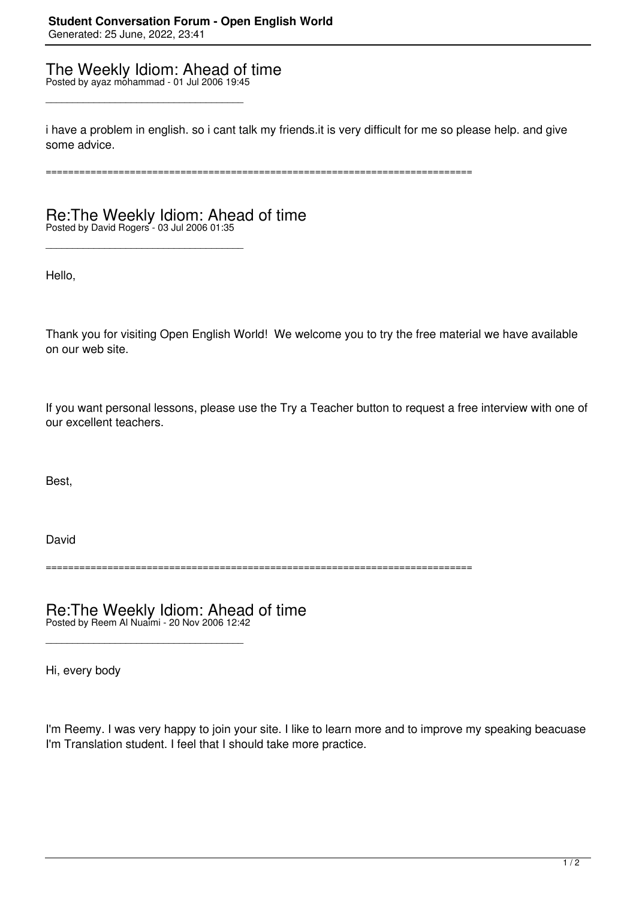# The Weekly Idiom: Ahead of time

Posted by ayaz mohammad - 01 Jul 2006 19:45

---

i have a problem in english. so i cant talk my friends.it is very difficult for me so please help. and give some advice.

============================================================================

# Re:The Weekly Idiom: Ahead of time

Posted by David Rogers - 03 Jul 2006 01:35

---

Hello,

Thank you for visiting Open English World! We welcome you to try the free material we have available on our web site.

If you want personal lessons, please use the Try a Teacher button to request a free interview with one of our excellent teachers.

Best,

David

============================================================================

# Re:The Weekly Idiom: Ahead of time

Posted by Reem Al Nuaimi - 20 Nov 2006 12:42

---

Hi, every body

I'm Reemy. I was very happy to join your site. I like to learn more and to improve my speaking beacuase I'm Translation student. I feel that I should take more practice.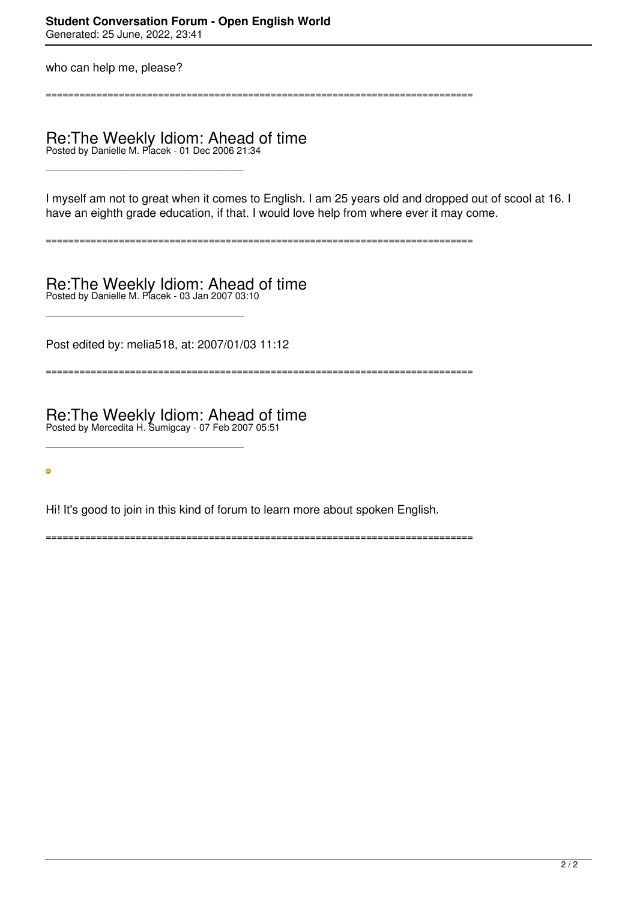who can help me, please?

============================================================================

# Re:The Weekly Idiom: Ahead of time

Posted by Danielle M. Placek - 01 Dec 2006 21:34

_____________________________________

I myself am not to great when it comes to English. I am 25 years old and dropped out of scool at 16. I have an eighth grade education, if that. I would love help from where ever it may come.

============================================================================

# Re:The Weekly Idiom: Ahead of time

Posted by Danielle M. Placek - 03 Jan 2007 03:10

_____________________________________

Post edited by: melia518, at: 2007/01/03 11:12

============================================================================

# Re:The Weekly Idiom: Ahead of time

Posted by Mercedita H. Sumigcay - 07 Feb 2007 05:51

_____________________________________

Hi! It's good to join in this kind of forum to learn more about spoken English.

============================================================================